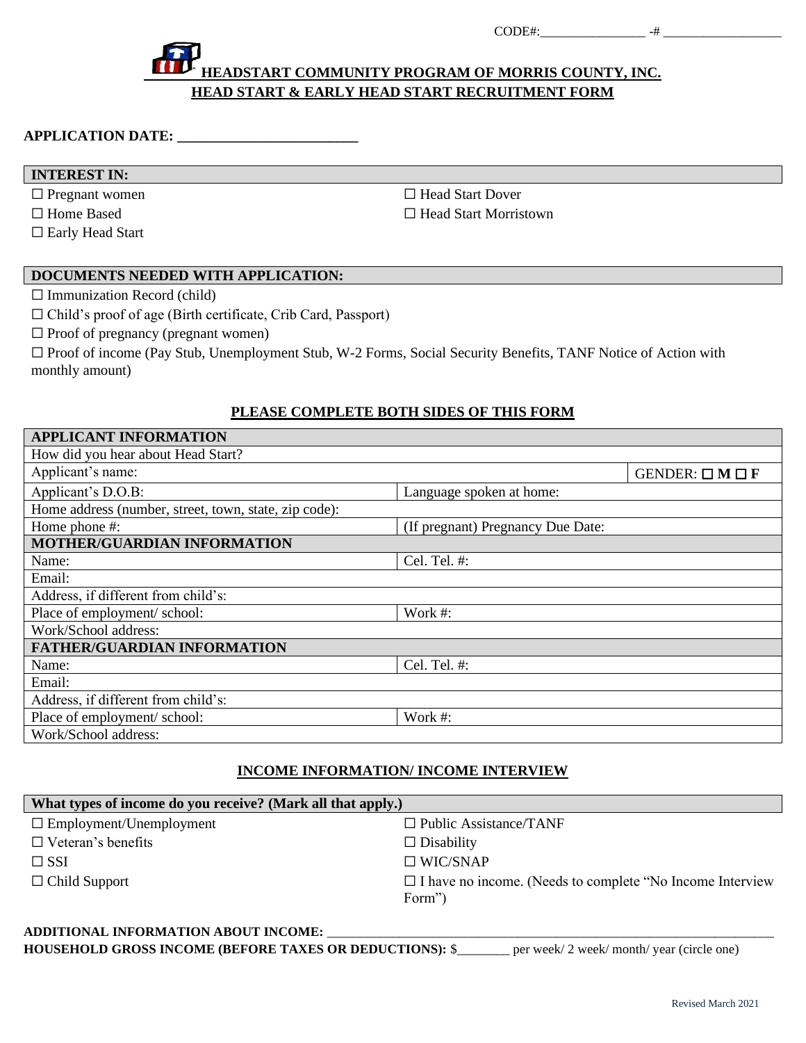CODE#:________________ -# __________________

# HEADSTART COMMUNITY PROGRAM OF MORRIS COUNTY, INC.

## HEAD START & EARLY HEAD START RECRUITMENT FORM

**APPLICATION DATE: ________________________**

**INTEREST IN:**

☐ Pregnant women
☐ Home Based
☐ Early Head Start
☐ Head Start Dover
☐ Head Start Morristown

**DOCUMENTS NEEDED WITH APPLICATION:**

☐ Immunization Record (child)
☐ Child's proof of age (Birth certificate, Crib Card, Passport)
☐ Proof of pregnancy (pregnant women)
☐ Proof of income (Pay Stub, Unemployment Stub, W-2 Forms, Social Security Benefits, TANF Notice of Action with monthly amount)

**PLEASE COMPLETE BOTH SIDES OF THIS FORM**

| **APPLICANT INFORMATION** | | |
|---|---|---|
| How did you hear about Head Start? | | |
| Applicant's name: | | GENDER: ☐ **M** ☐ **F** |
| Applicant's D.O.B: | Language spoken at home: | |
| Home address (number, street, town, state, zip code): | | |
| Home phone #: | (If pregnant) Pregnancy Due Date: | |
| **MOTHER/GUARDIAN INFORMATION** | | |
| Name: | Cel. Tel. #: | |
| Email: | | |
| Address, if different from child's: | | |
| Place of employment/ school: | Work #: | |
| Work/School address: | | |
| **FATHER/GUARDIAN INFORMATION** | | |
| Name: | Cel. Tel. #: | |
| Email: | | |
| Address, if different from child's: | | |
| Place of employment/ school: | Work #: | |
| Work/School address: | | |

**INCOME INFORMATION/ INCOME INTERVIEW**

**What types of income do you receive? (Mark all that apply.)**

☐ Employment/Unemployment
☐ Veteran's benefits
☐ SSI
☐ Child Support
☐ Public Assistance/TANF
☐ Disability
☐ WIC/SNAP
☐ I have no income. (Needs to complete "No Income Interview Form")

**ADDITIONAL INFORMATION ABOUT INCOME:** ______________________________________________________________________

**HOUSEHOLD GROSS INCOME (BEFORE TAXES OR DEDUCTIONS):** $________ per week/ 2 week/ month/ year (circle one)

Revised March 2021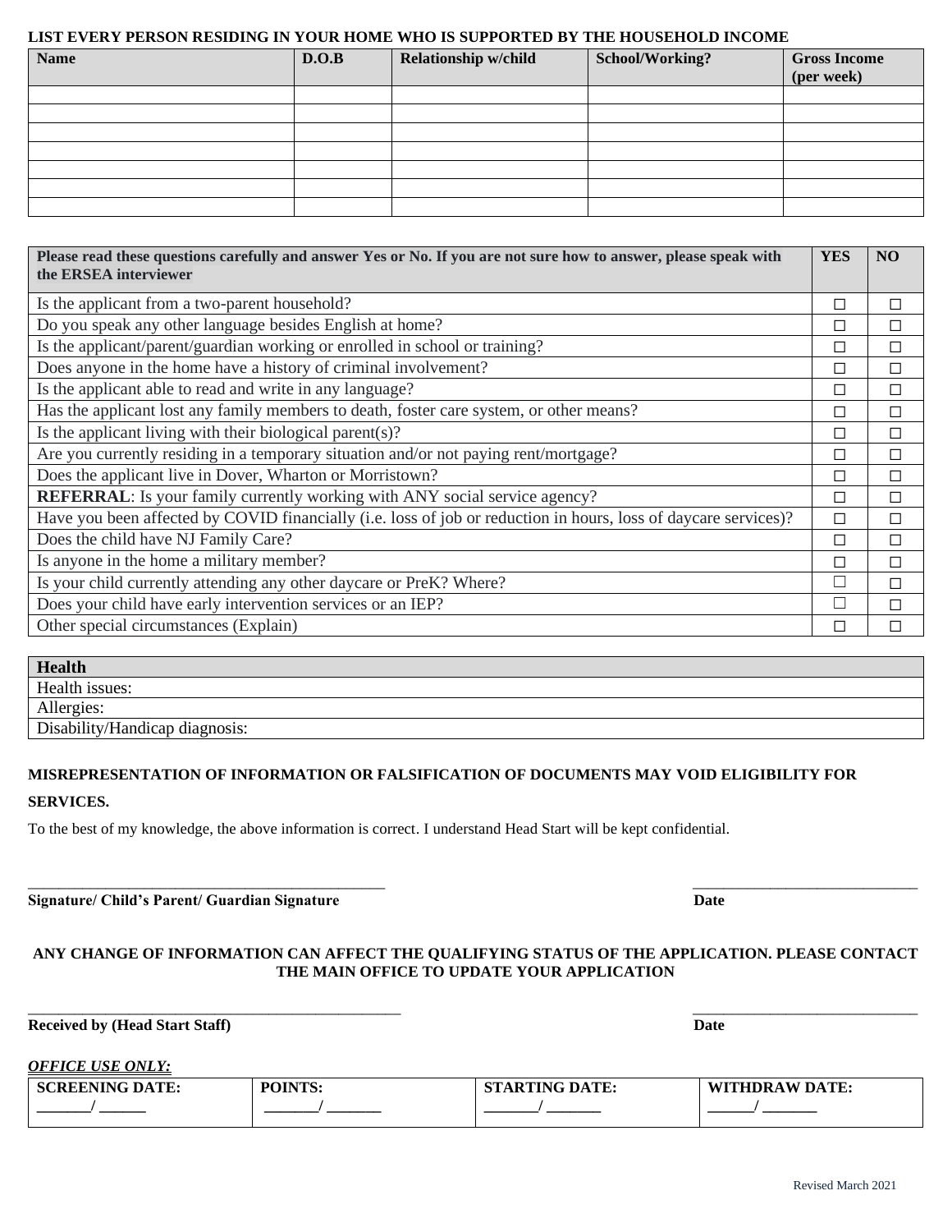**LIST EVERY PERSON RESIDING IN YOUR HOME WHO IS SUPPORTED BY THE HOUSEHOLD INCOME**

| Name | D.O.B | Relationship w/child | School/Working? | Gross Income (per week) |
|---|---|---|---|---|
| | | | | |
| | | | | |
| | | | | |
| | | | | |
| | | | | |
| | | | | |
| | | | | |

| Please read these questions carefully and answer Yes or No. If you are not sure how to answer, please speak with the ERSEA interviewer | YES | NO |
|---|---|---|
| Is the applicant from a two-parent household? | ☐ | ☐ |
| Do you speak any other language besides English at home? | ☐ | ☐ |
| Is the applicant/parent/guardian working or enrolled in school or training? | ☐ | ☐ |
| Does anyone in the home have a history of criminal involvement? | ☐ | ☐ |
| Is the applicant able to read and write in any language? | ☐ | ☐ |
| Has the applicant lost any family members to death, foster care system, or other means? | ☐ | ☐ |
| Is the applicant living with their biological parent(s)? | ☐ | ☐ |
| Are you currently residing in a temporary situation and/or not paying rent/mortgage? | ☐ | ☐ |
| Does the applicant live in Dover, Wharton or Morristown? | ☐ | ☐ |
| **REFERRAL**: Is your family currently working with ANY social service agency? | ☐ | ☐ |
| Have you been affected by COVID financially (i.e. loss of job or reduction in hours, loss of daycare services)? | ☐ | ☐ |
| Does the child have NJ Family Care? | ☐ | ☐ |
| Is anyone in the home a military member? | ☐ | ☐ |
| Is your child currently attending any other daycare or PreK? Where? | ☐ | ☐ |
| Does your child have early intervention services or an IEP? | ☐ | ☐ |
| Other special circumstances (Explain) | ☐ | ☐ |

| Health |
|---|
| Health issues: |
| Allergies: |
| Disability/Handicap diagnosis: |

**MISREPRESENTATION OF INFORMATION OR FALSIFICATION OF DOCUMENTS MAY VOID ELIGIBILITY FOR SERVICES.**

To the best of my knowledge, the above information is correct. I understand Head Start will be kept confidential.

_______________________________________________ _____________________________

**Signature/ Child's Parent/ Guardian Signature** **Date**

**ANY CHANGE OF INFORMATION CAN AFFECT THE QUALIFYING STATUS OF THE APPLICATION. PLEASE CONTACT THE MAIN OFFICE TO UPDATE YOUR APPLICATION**

_________________________________________________ _____________________________

**Received by (Head Start Staff)** **Date**

***OFFICE USE ONLY:***

| SCREENING DATE: | POINTS: | STARTING DATE: | WITHDRAW DATE: |
|---|---|---|---|
| _______/ ______ | _______/ _______ | _______/ _______ | ______/ _______ |

Revised March 2021